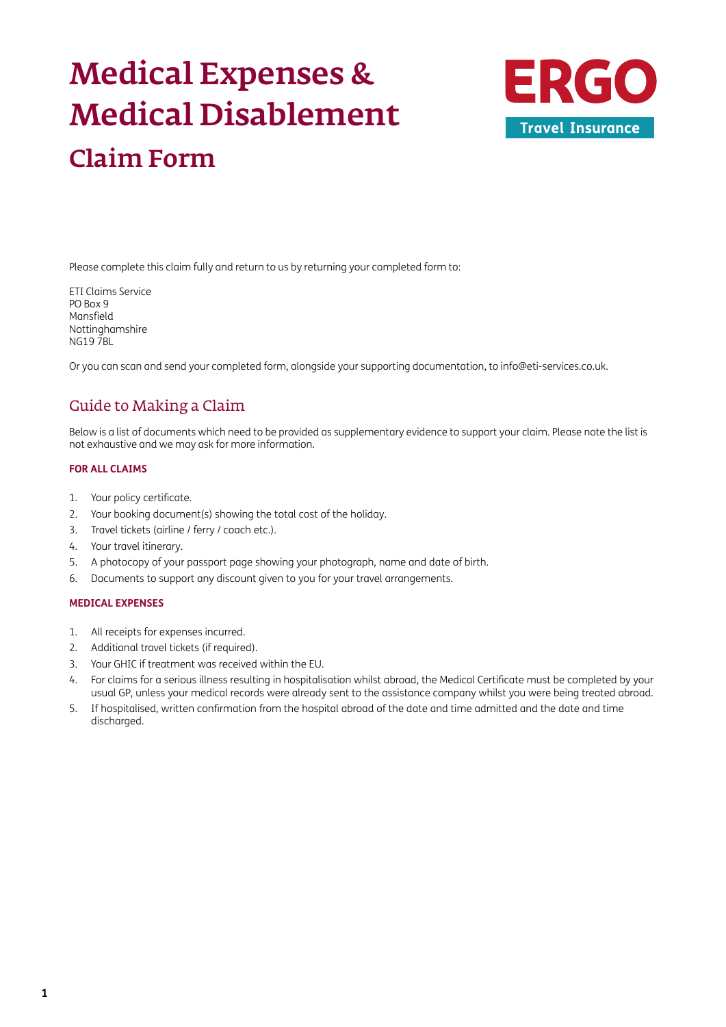# Medical Expenses & Medical Disablement

## Claim Form

ERGO Travel Insurance

Please complete this claim fully and return to us by returning your completed form to:

ETI Claims Service
PO Box 9
Mansfield
Nottinghamshire
NG19 7BL

Or you can scan and send your completed form, alongside your supporting documentation, to info@eti-services.co.uk.

## Guide to Making a Claim

Below is a list of documents which need to be provided as supplementary evidence to support your claim. Please note the list is not exhaustive and we may ask for more information.

### FOR ALL CLAIMS

1. Your policy certificate.
2. Your booking document(s) showing the total cost of the holiday.
3. Travel tickets (airline / ferry / coach etc.).
4. Your travel itinerary.
5. A photocopy of your passport page showing your photograph, name and date of birth.
6. Documents to support any discount given to you for your travel arrangements.

### MEDICAL EXPENSES

1. All receipts for expenses incurred.
2. Additional travel tickets (if required).
3. Your GHIC if treatment was received within the EU.
4. For claims for a serious illness resulting in hospitalisation whilst abroad, the Medical Certificate must be completed by your usual GP, unless your medical records were already sent to the assistance company whilst you were being treated abroad.
5. If hospitalised, written confirmation from the hospital abroad of the date and time admitted and the date and time discharged.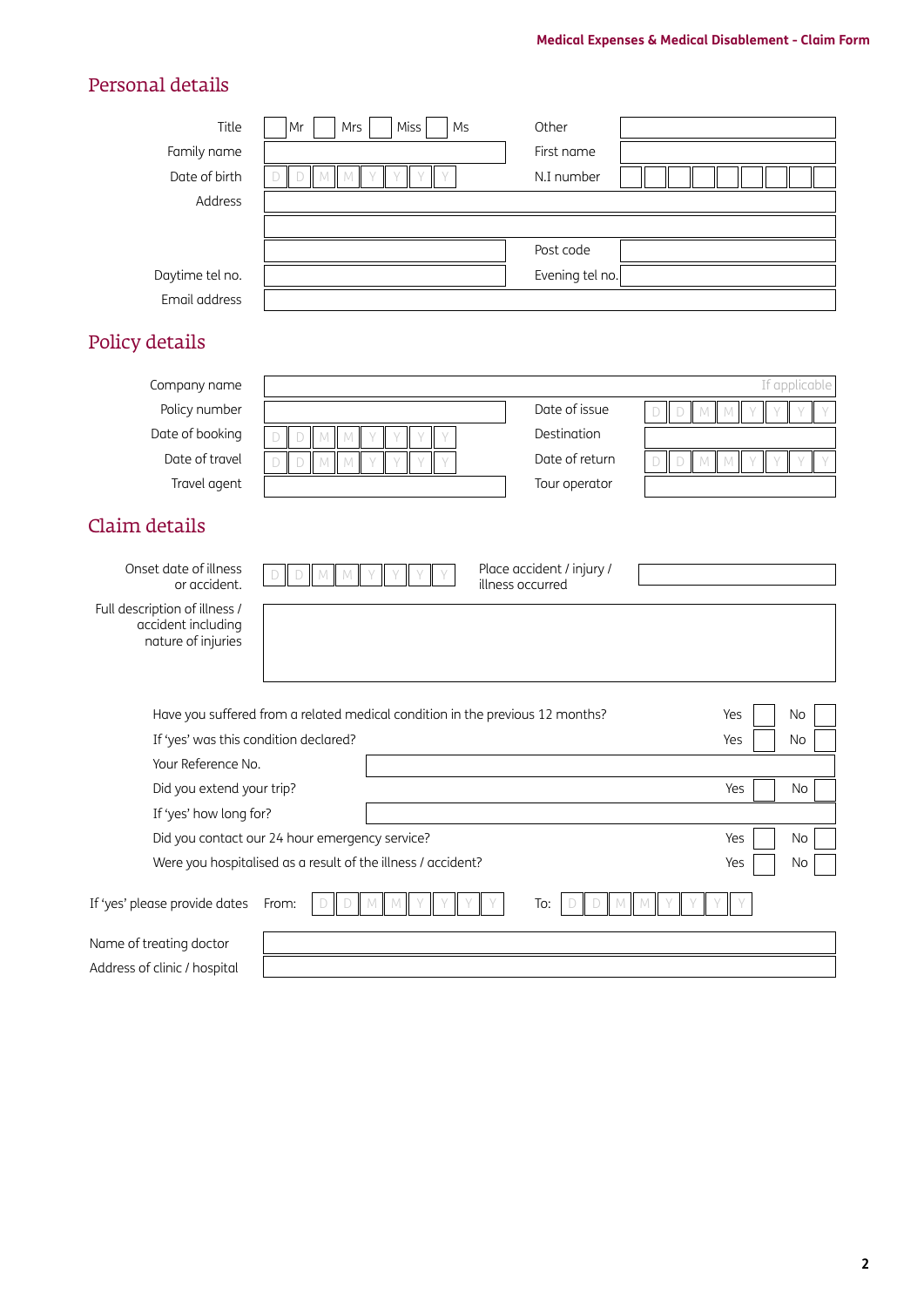## Personal details

| | | | |
|---|---|---|---|
| Title | ☐ Mr ☐ Mrs ☐ Miss ☐ Ms | Other | |
| Family name | | First name | |
| Date of birth | D D M M Y Y Y Y | N.I number | |
| Address | | | |
| | | | |
| | | Post code | |
| Daytime tel no. | | Evening tel no. | |
| Email address | | | |

## Policy details

| | | | |
|---|---|---|---|
| Company name | If applicable | | |
| Policy number | | Date of issue | D D M M Y Y Y Y |
| Date of booking | D D M M Y Y Y Y | Destination | |
| Date of travel | D D M M Y Y Y Y | Date of return | D D M M Y Y Y Y |
| Travel agent | | Tour operator | |

## Claim details

| | | | |
|---|---|---|---|
| Onset date of illness or accident. | D D M M Y Y Y Y | Place accident / injury / illness occurred | |
| Full description of illness / accident including nature of injuries | | | |

| | |
|---|---|
| Have you suffered from a related medical condition in the previous 12 months? | Yes ☐ No ☐ |
| If 'yes' was this condition declared? | Yes ☐ No ☐ |
| Your Reference No. | |
| Did you extend your trip? | Yes ☐ No ☐ |
| If 'yes' how long for? | |
| Did you contact our 24 hour emergency service? | Yes ☐ No ☐ |
| Were you hospitalised as a result of the illness / accident? | Yes ☐ No ☐ |

If 'yes' please provide dates From: D D M M Y Y Y Y To: D D M M Y Y Y Y

| | |
|---|---|
| Name of treating doctor | |
| Address of clinic / hospital | |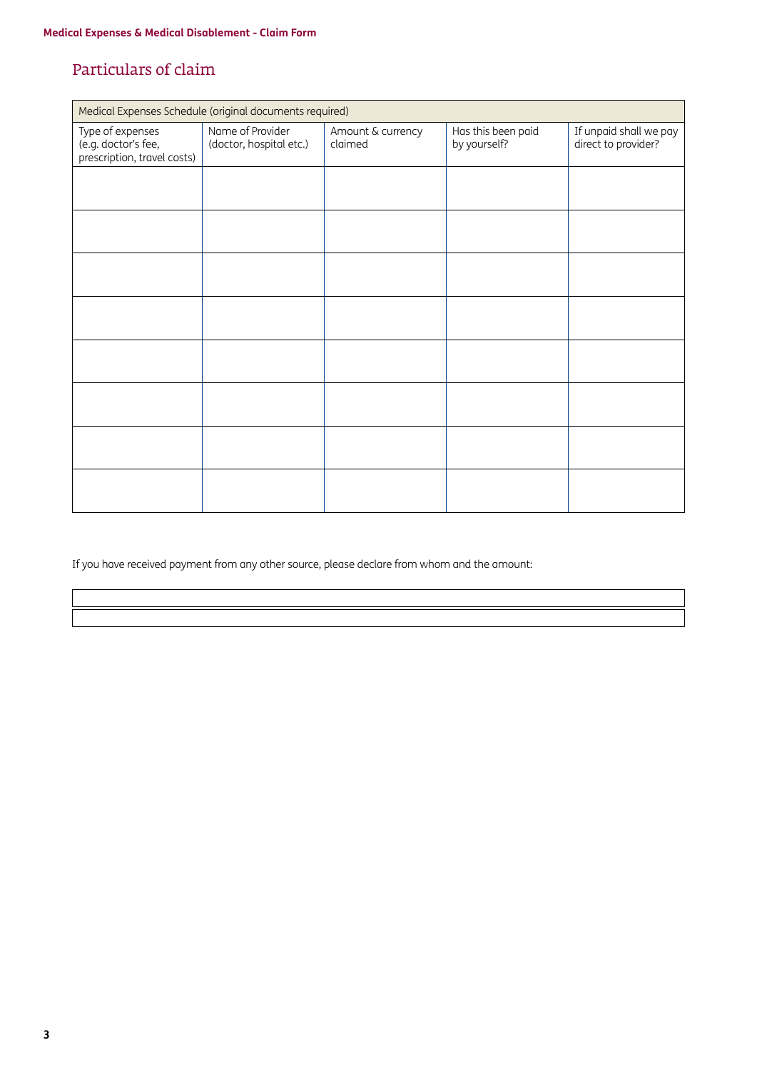## Particulars of claim

| Medical Expenses Schedule (original documents required) | | | | |
|---|---|---|---|---|
| Type of expenses (e.g. doctor's fee, prescription, travel costs) | Name of Provider (doctor, hospital etc.) | Amount & currency claimed | Has this been paid by yourself? | If unpaid shall we pay direct to provider? |
| | | | | |
| | | | | |
| | | | | |
| | | | | |
| | | | | |
| | | | | |
| | | | | |
| | | | | |

If you have received payment from any other source, please declare from whom and the amount:

| |
|---|
| |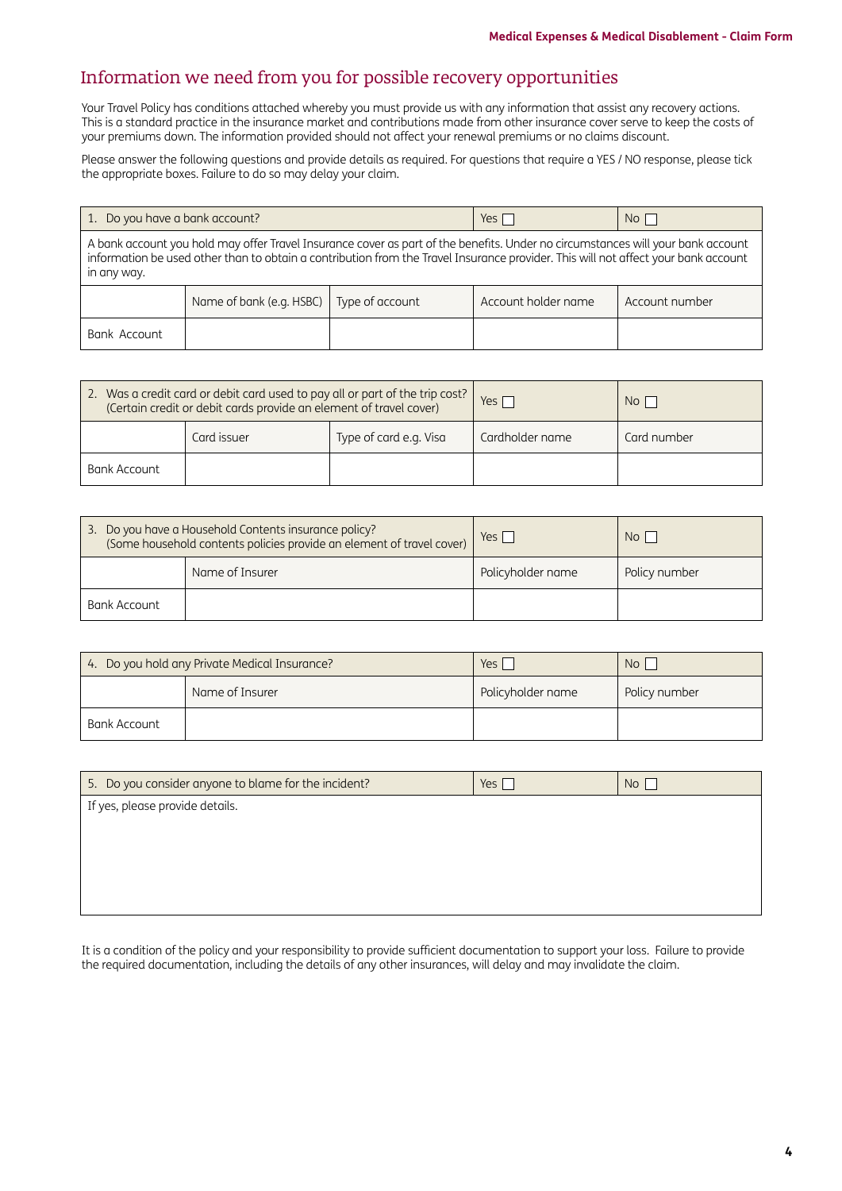## Information we need from you for possible recovery opportunities

Your Travel Policy has conditions attached whereby you must provide us with any information that assist any recovery actions. This is a standard practice in the insurance market and contributions made from other insurance cover serve to keep the costs of your premiums down. The information provided should not affect your renewal premiums or no claims discount.

Please answer the following questions and provide details as required. For questions that require a YES / NO response, please tick the appropriate boxes. Failure to do so may delay your claim.

| 1. Do you have a bank account? | | | Yes ☐ | No ☐ |
|---|---|---|---|---|
| A bank account you hold may offer Travel Insurance cover as part of the benefits. Under no circumstances will your bank account information be used other than to obtain a contribution from the Travel Insurance provider. This will not affect your bank account in any way. | | | | |
| | Name of bank (e.g. HSBC) | Type of account | Account holder name | Account number |
| Bank Account | | | | |

| 2. Was a credit card or debit card used to pay all or part of the trip cost? (Certain credit or debit cards provide an element of travel cover) | | | Yes ☐ | No ☐ |
|---|---|---|---|---|
| | Card issuer | Type of card e.g. Visa | Cardholder name | Card number |
| Bank Account | | | | |

| 3. Do you have a Household Contents insurance policy? (Some household contents policies provide an element of travel cover) | | Yes ☐ | No ☐ |
|---|---|---|---|
| | Name of Insurer | Policyholder name | Policy number |
| Bank Account | | | |

| 4. Do you hold any Private Medical Insurance? | | Yes ☐ | No ☐ |
|---|---|---|---|
| | Name of Insurer | Policyholder name | Policy number |
| Bank Account | | | |

| 5. Do you consider anyone to blame for the incident? | Yes ☐ | No ☐ |
|---|---|---|
| If yes, please provide details. | | |

It is a condition of the policy and your responsibility to provide sufficient documentation to support your loss. Failure to provide the required documentation, including the details of any other insurances, will delay and may invalidate the claim.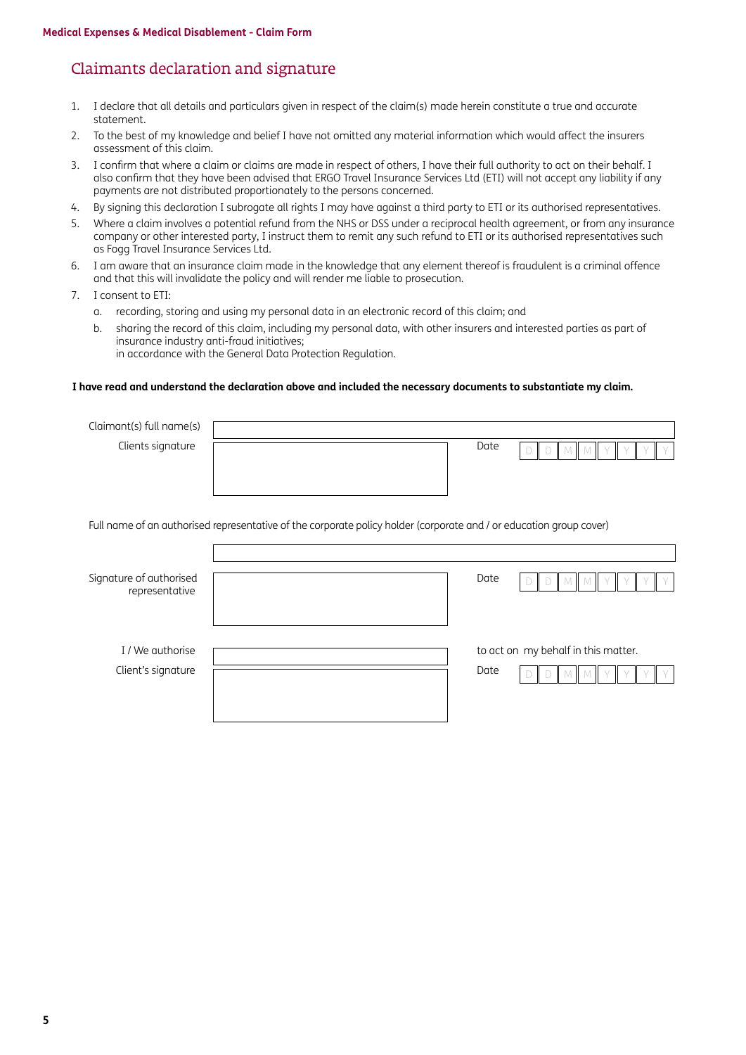# Claimants declaration and signature

1. I declare that all details and particulars given in respect of the claim(s) made herein constitute a true and accurate statement.
2. To the best of my knowledge and belief I have not omitted any material information which would affect the insurers assessment of this claim.
3. I confirm that where a claim or claims are made in respect of others, I have their full authority to act on their behalf. I also confirm that they have been advised that ERGO Travel Insurance Services Ltd (ETI) will not accept any liability if any payments are not distributed proportionately to the persons concerned.
4. By signing this declaration I subrogate all rights I may have against a third party to ETI or its authorised representatives.
5. Where a claim involves a potential refund from the NHS or DSS under a reciprocal health agreement, or from any insurance company or other interested party, I instruct them to remit any such refund to ETI or its authorised representatives such as Fogg Travel Insurance Services Ltd.
6. I am aware that an insurance claim made in the knowledge that any element thereof is fraudulent is a criminal offence and that this will invalidate the policy and will render me liable to prosecution.
7. I consent to ETI:
   a. recording, storing and using my personal data in an electronic record of this claim; and
   b. sharing the record of this claim, including my personal data, with other insurers and interested parties as part of insurance industry anti-fraud initiatives;
   in accordance with the General Data Protection Regulation.

**I have read and understand the declaration above and included the necessary documents to substantiate my claim.**

Claimant(s) full name(s) ____________________

Clients signature ____________________ Date D D M M Y Y Y Y

Full name of an authorised representative of the corporate policy holder (corporate and / or education group cover)

____________________

Signature of authorised representative ____________________ Date D D M M Y Y Y Y

I / We authorise ____________________ to act on my behalf in this matter.

Client's signature ____________________ Date D D M M Y Y Y Y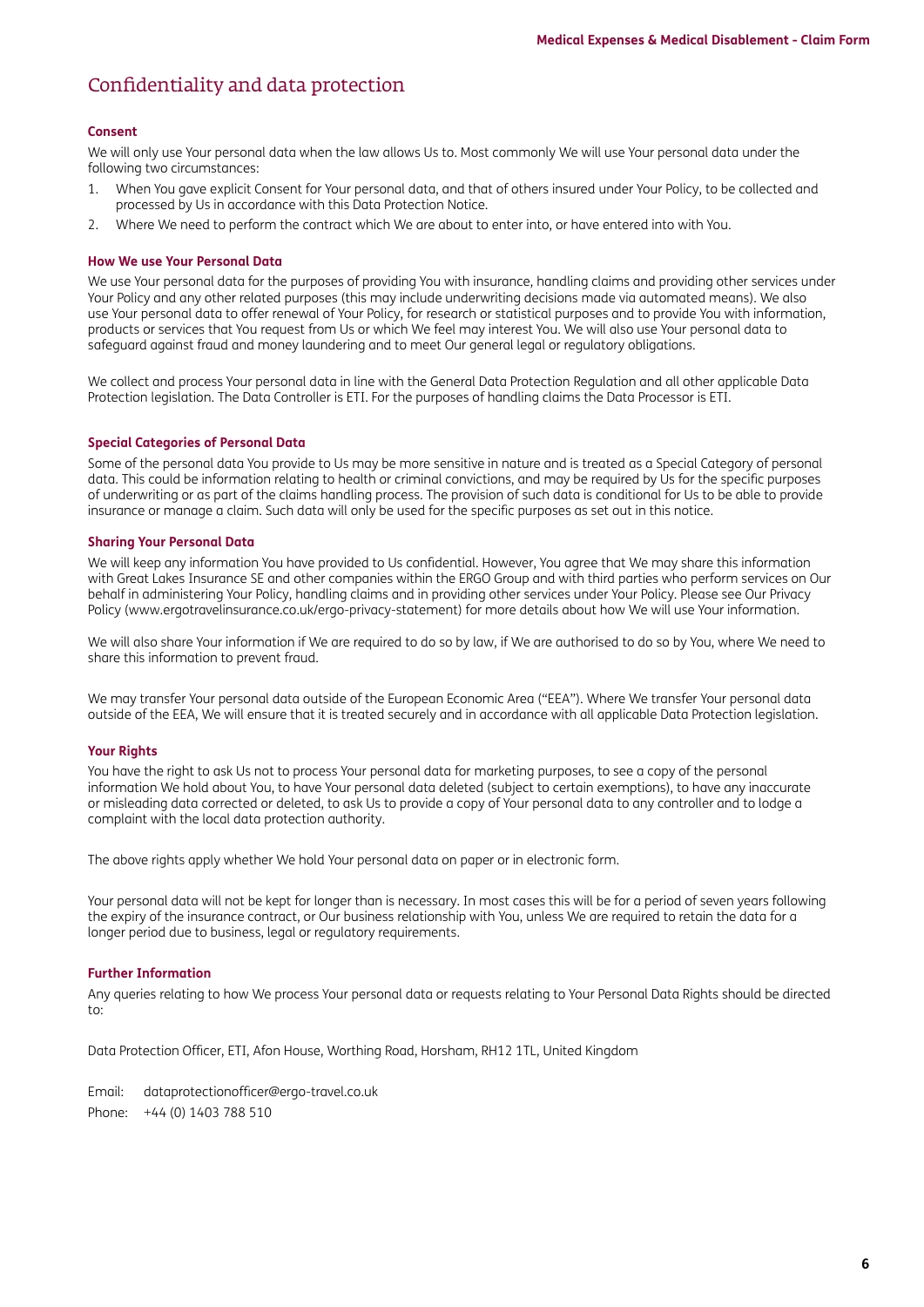# Confidentiality and data protection

### Consent

We will only use Your personal data when the law allows Us to. Most commonly We will use Your personal data under the following two circumstances:

1. When You gave explicit Consent for Your personal data, and that of others insured under Your Policy, to be collected and processed by Us in accordance with this Data Protection Notice.
2. Where We need to perform the contract which We are about to enter into, or have entered into with You.

### How We use Your Personal Data

We use Your personal data for the purposes of providing You with insurance, handling claims and providing other services under Your Policy and any other related purposes (this may include underwriting decisions made via automated means). We also use Your personal data to offer renewal of Your Policy, for research or statistical purposes and to provide You with information, products or services that You request from Us or which We feel may interest You. We will also use Your personal data to safeguard against fraud and money laundering and to meet Our general legal or regulatory obligations.

We collect and process Your personal data in line with the General Data Protection Regulation and all other applicable Data Protection legislation. The Data Controller is ETI. For the purposes of handling claims the Data Processor is ETI.

### Special Categories of Personal Data

Some of the personal data You provide to Us may be more sensitive in nature and is treated as a Special Category of personal data. This could be information relating to health or criminal convictions, and may be required by Us for the specific purposes of underwriting or as part of the claims handling process. The provision of such data is conditional for Us to be able to provide insurance or manage a claim. Such data will only be used for the specific purposes as set out in this notice.

### Sharing Your Personal Data

We will keep any information You have provided to Us confidential. However, You agree that We may share this information with Great Lakes Insurance SE and other companies within the ERGO Group and with third parties who perform services on Our behalf in administering Your Policy, handling claims and in providing other services under Your Policy. Please see Our Privacy Policy (www.ergotravelinsurance.co.uk/ergo-privacy-statement) for more details about how We will use Your information.

We will also share Your information if We are required to do so by law, if We are authorised to do so by You, where We need to share this information to prevent fraud.

We may transfer Your personal data outside of the European Economic Area ("EEA"). Where We transfer Your personal data outside of the EEA, We will ensure that it is treated securely and in accordance with all applicable Data Protection legislation.

### Your Rights

You have the right to ask Us not to process Your personal data for marketing purposes, to see a copy of the personal information We hold about You, to have Your personal data deleted (subject to certain exemptions), to have any inaccurate or misleading data corrected or deleted, to ask Us to provide a copy of Your personal data to any controller and to lodge a complaint with the local data protection authority.

The above rights apply whether We hold Your personal data on paper or in electronic form.

Your personal data will not be kept for longer than is necessary. In most cases this will be for a period of seven years following the expiry of the insurance contract, or Our business relationship with You, unless We are required to retain the data for a longer period due to business, legal or regulatory requirements.

### Further Information

Any queries relating to how We process Your personal data or requests relating to Your Personal Data Rights should be directed to:

Data Protection Officer, ETI, Afon House, Worthing Road, Horsham, RH12 1TL, United Kingdom

Email: dataprotectionofficer@ergo-travel.co.uk

Phone: +44 (0) 1403 788 510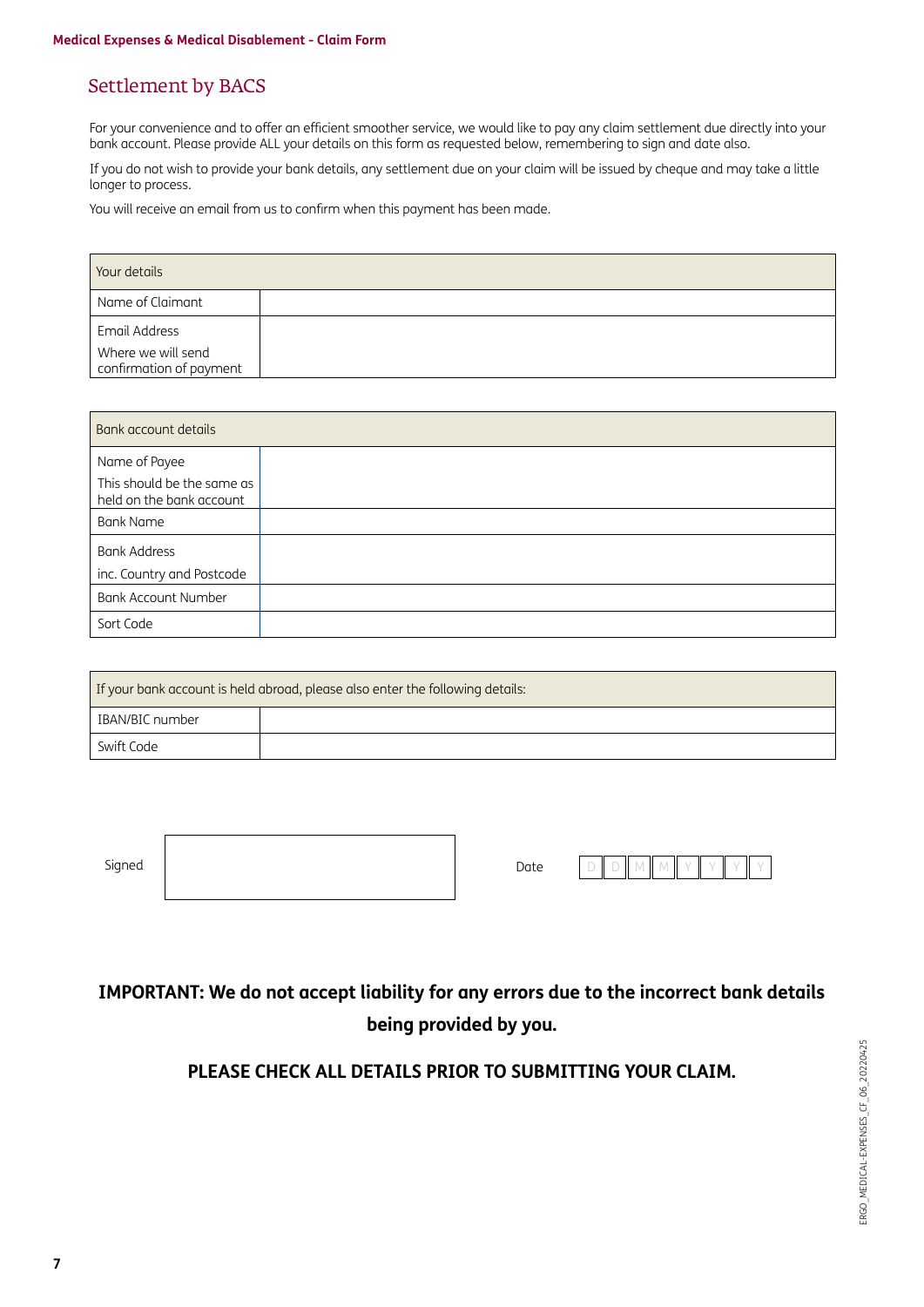## Settlement by BACS

For your convenience and to offer an efficient smoother service, we would like to pay any claim settlement due directly into your bank account. Please provide ALL your details on this form as requested below, remembering to sign and date also.

If you do not wish to provide your bank details, any settlement due on your claim will be issued by cheque and may take a little longer to process.

You will receive an email from us to confirm when this payment has been made.

| Your details | |
|---|---|
| Name of Claimant | |
| Email Address<br>Where we will send confirmation of payment | |

| Bank account details | |
|---|---|
| Name of Payee<br>This should be the same as held on the bank account | |
| Bank Name | |
| Bank Address<br>inc. Country and Postcode | |
| Bank Account Number | |
| Sort Code | |

| If your bank account is held abroad, please also enter the following details: | |
|---|---|
| IBAN/BIC number | |
| Swift Code | |

Signed ____________________ Date D D M M Y Y Y Y

**IMPORTANT: We do not accept liability for any errors due to the incorrect bank details being provided by you.**

**PLEASE CHECK ALL DETAILS PRIOR TO SUBMITTING YOUR CLAIM.**

ERGO_MEDICAL-EXPENSES_CF_06_20220425